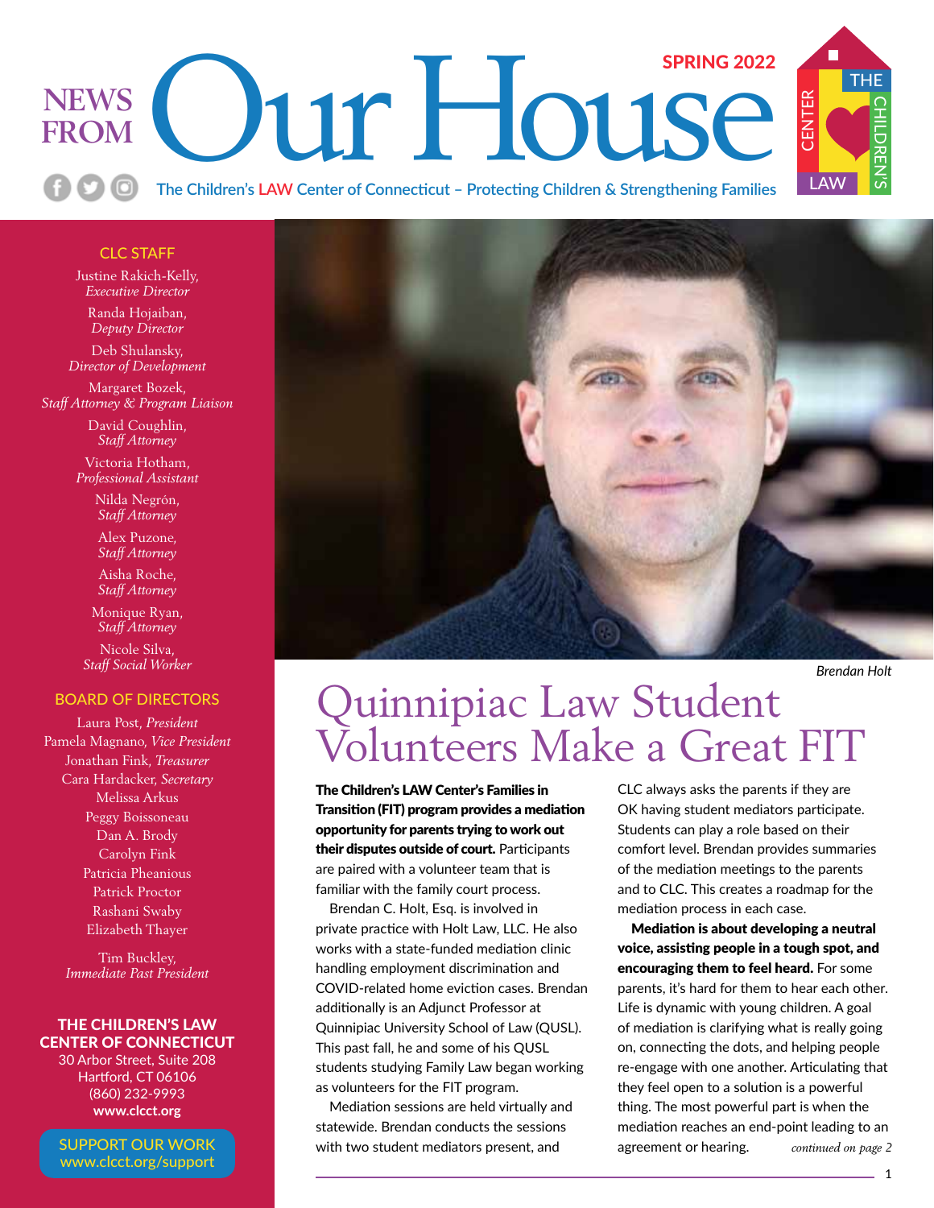# NEWS FROM Our House

SPRING 2022

The Children's LAW Center of Connecticut – Protecting Children & Strengthening Families

### CLC STAFF

Justine Rakich-Kelly, *Executive Director*

Randa Hojaiban, *Deputy Director*

Deb Shulansky, *Director of Development*

Margaret Bozek, *Staff Attorney & Program Liaison*

David Coughlin, *Staff Attorney*

Victoria Hotham, *Professional Assistant*

Nilda Negrón, *Staff Attorney*

Alex Puzone, *Staff Attorney*

Aisha Roche, *Staff Attorney*

Monique Ryan, *Staff Attorney*

Nicole Silva, *Staff Social Worker*

### BOARD OF DIRECTORS

Laura Post, *President*
Pamela Magnano, *Vice President*
Jonathan Fink, *Treasurer*
Cara Hardacker, *Secretary*
Melissa Arkus
Peggy Boissoneau
Dan A. Brody
Carolyn Fink
Patricia Pheanious
Patrick Proctor
Rashani Swaby
Elizabeth Thayer

Tim Buckley, *Immediate Past President*

**THE CHILDREN'S LAW CENTER OF CONNECTICUT**
30 Arbor Street, Suite 208
Hartford, CT 06106
(860) 232-9993
**www.clcct.org**

SUPPORT OUR WORK
www.clcct.org/support

Brendan Holt

# Quinnipiac Law Student Volunteers Make a Great FIT

**The Children's LAW Center's Families in Transition (FIT) program provides a mediation opportunity for parents trying to work out their disputes outside of court.** Participants are paired with a volunteer team that is familiar with the family court process.

Brendan C. Holt, Esq. is involved in private practice with Holt Law, LLC. He also works with a state-funded mediation clinic handling employment discrimination and COVID-related home eviction cases. Brendan additionally is an Adjunct Professor at Quinnipiac University School of Law (QUSL). This past fall, he and some of his QUSL students studying Family Law began working as volunteers for the FIT program.

Mediation sessions are held virtually and statewide. Brendan conducts the sessions with two student mediators present, and CLC always asks the parents if they are OK having student mediators participate. Students can play a role based on their comfort level. Brendan provides summaries of the mediation meetings to the parents and to CLC. This creates a roadmap for the mediation process in each case.

**Mediation is about developing a neutral voice, assisting people in a tough spot, and encouraging them to feel heard.** For some parents, it's hard for them to hear each other. Life is dynamic with young children. A goal of mediation is clarifying what is really going on, connecting the dots, and helping people re-engage with one another. Articulating that they feel open to a solution is a powerful thing. The most powerful part is when the mediation reaches an end-point leading to an agreement or hearing.

*continued on page 2*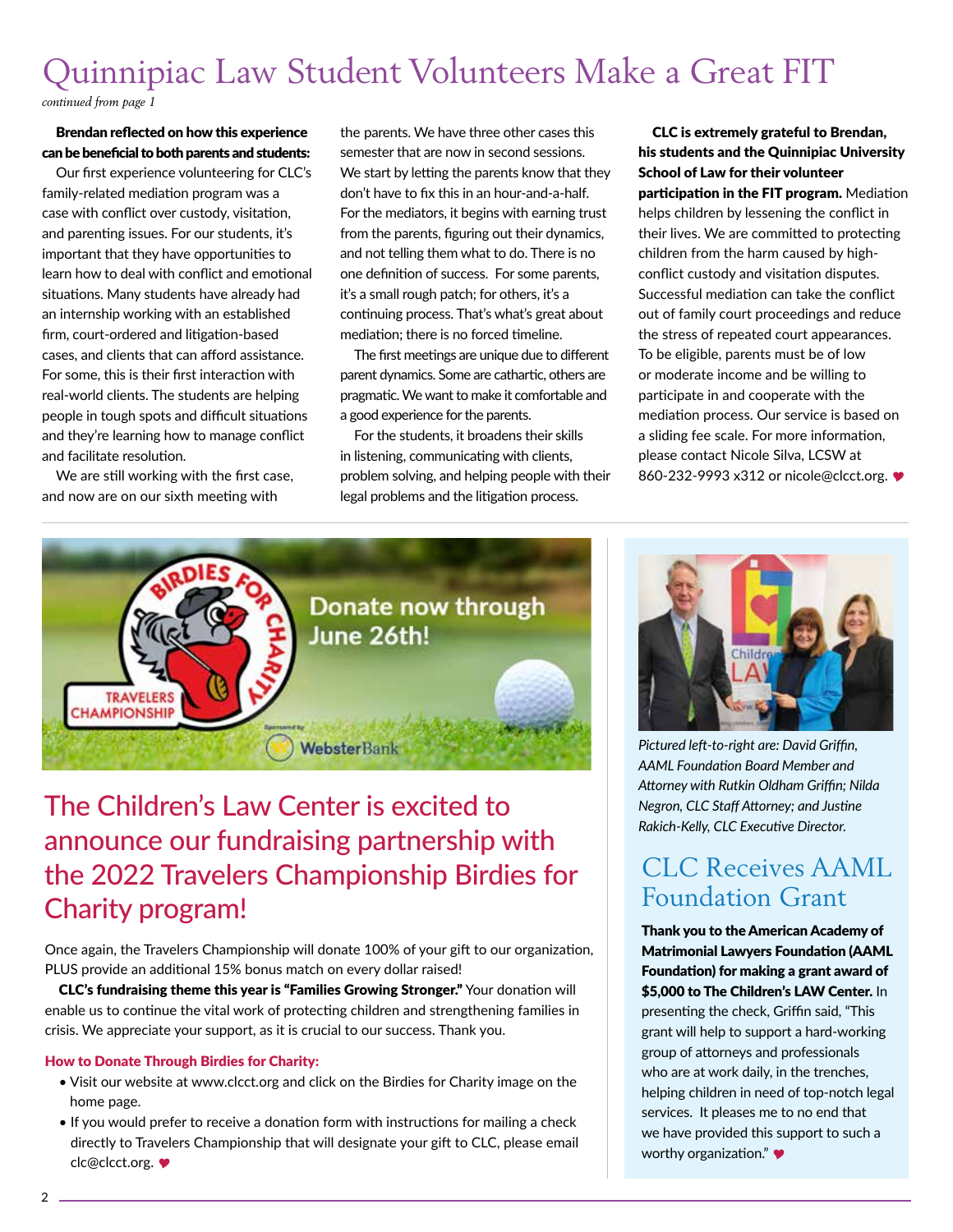# Quinnipiac Law Student Volunteers Make a Great FIT

*continued from page 1*

**Brendan reflected on how this experience can be beneficial to both parents and students:**

Our first experience volunteering for CLC's family-related mediation program was a case with conflict over custody, visitation, and parenting issues. For our students, it's important that they have opportunities to learn how to deal with conflict and emotional situations. Many students have already had an internship working with an established firm, court-ordered and litigation-based cases, and clients that can afford assistance. For some, this is their first interaction with real-world clients. The students are helping people in tough spots and difficult situations and they're learning how to manage conflict and facilitate resolution.

We are still working with the first case, and now are on our sixth meeting with the parents. We have three other cases this semester that are now in second sessions. We start by letting the parents know that they don't have to fix this in an hour-and-a-half. For the mediators, it begins with earning trust from the parents, figuring out their dynamics, and not telling them what to do. There is no one definition of success. For some parents, it's a small rough patch; for others, it's a continuing process. That's what's great about mediation; there is no forced timeline.

The first meetings are unique due to different parent dynamics. Some are cathartic, others are pragmatic. We want to make it comfortable and a good experience for the parents.

For the students, it broadens their skills in listening, communicating with clients, problem solving, and helping people with their legal problems and the litigation process.

**CLC is extremely grateful to Brendan, his students and the Quinnipiac University School of Law for their volunteer participation in the FIT program.** Mediation helps children by lessening the conflict in their lives. We are committed to protecting children from the harm caused by high-conflict custody and visitation disputes. Successful mediation can take the conflict out of family court proceedings and reduce the stress of repeated court appearances. To be eligible, parents must be of low or moderate income and be willing to participate in and cooperate with the mediation process. Our service is based on a sliding fee scale. For more information, please contact Nicole Silva, LCSW at 860-232-9993 x312 or nicole@clcct.org. ♥

---

Birdies for Charity
Travelers Championship
Donate now through June 26th!
Sponsored by WebsterBank

## The Children's Law Center is excited to announce our fundraising partnership with the 2022 Travelers Championship Birdies for Charity program!

Once again, the Travelers Championship will donate 100% of your gift to our organization, PLUS provide an additional 15% bonus match on every dollar raised!

**CLC's fundraising theme this year is "Families Growing Stronger."** Your donation will enable us to continue the vital work of protecting children and strengthening families in crisis. We appreciate your support, as it is crucial to our success. Thank you.

**How to Donate Through Birdies for Charity:**

- Visit our website at www.clcct.org and click on the Birdies for Charity image on the home page.
- If you would prefer to receive a donation form with instructions for mailing a check directly to Travelers Championship that will designate your gift to CLC, please email clc@clcct.org. ♥

---

*Pictured left-to-right are: David Griffin, AAML Foundation Board Member and Attorney with Rutkin Oldham Griffin; Nilda Negron, CLC Staff Attorney; and Justine Rakich-Kelly, CLC Executive Director.*

## CLC Receives AAML Foundation Grant

**Thank you to the American Academy of Matrimonial Lawyers Foundation (AAML Foundation) for making a grant award of $5,000 to The Children's LAW Center.** In presenting the check, Griffin said, "This grant will help to support a hard-working group of attorneys and professionals who are at work daily, in the trenches, helping children in need of top-notch legal services. It pleases me to no end that we have provided this support to such a worthy organization." ♥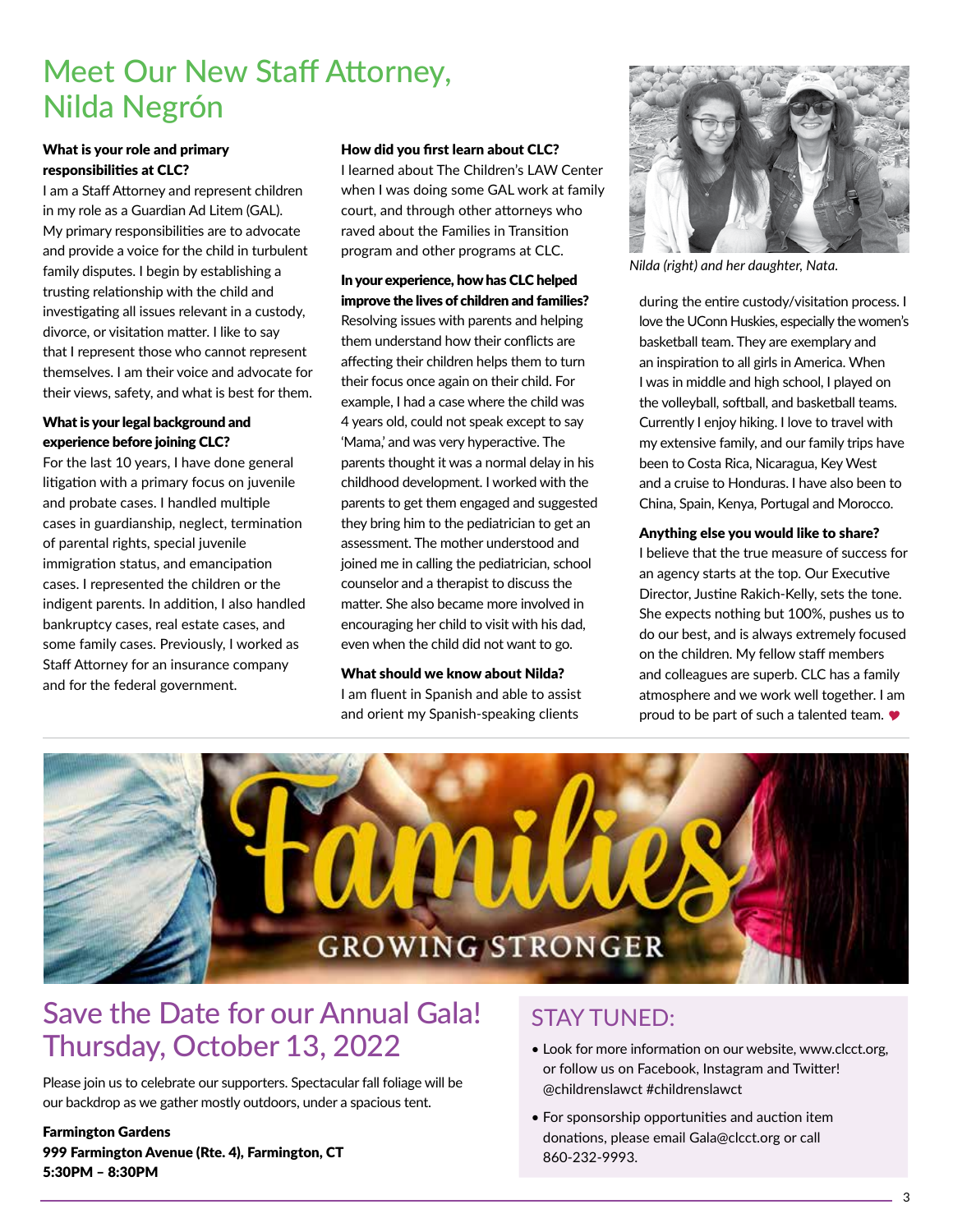# Meet Our New Staff Attorney, Nilda Negrón

**What is your role and primary responsibilities at CLC?**

I am a Staff Attorney and represent children in my role as a Guardian Ad Litem (GAL). My primary responsibilities are to advocate and provide a voice for the child in turbulent family disputes. I begin by establishing a trusting relationship with the child and investigating all issues relevant in a custody, divorce, or visitation matter. I like to say that I represent those who cannot represent themselves. I am their voice and advocate for their views, safety, and what is best for them.

**What is your legal background and experience before joining CLC?**

For the last 10 years, I have done general litigation with a primary focus on juvenile and probate cases. I handled multiple cases in guardianship, neglect, termination of parental rights, special juvenile immigration status, and emancipation cases. I represented the children or the indigent parents. In addition, I also handled bankruptcy cases, real estate cases, and some family cases. Previously, I worked as Staff Attorney for an insurance company and for the federal government.

**How did you first learn about CLC?**

I learned about The Children's LAW Center when I was doing some GAL work at family court, and through other attorneys who raved about the Families in Transition program and other programs at CLC.

**In your experience, how has CLC helped improve the lives of children and families?**

Resolving issues with parents and helping them understand how their conflicts are affecting their children helps them to turn their focus once again on their child. For example, I had a case where the child was 4 years old, could not speak except to say 'Mama,' and was very hyperactive. The parents thought it was a normal delay in his childhood development. I worked with the parents to get them engaged and suggested they bring him to the pediatrician to get an assessment. The mother understood and joined me in calling the pediatrician, school counselor and a therapist to discuss the matter. She also became more involved in encouraging her child to visit with his dad, even when the child did not want to go.

**What should we know about Nilda?**

I am fluent in Spanish and able to assist and orient my Spanish-speaking clients during the entire custody/visitation process. I love the UConn Huskies, especially the women's basketball team. They are exemplary and an inspiration to all girls in America. When I was in middle and high school, I played on the volleyball, softball, and basketball teams. Currently I enjoy hiking. I love to travel with my extensive family, and our family trips have been to Costa Rica, Nicaragua, Key West and a cruise to Honduras. I have also been to China, Spain, Kenya, Portugal and Morocco.

*Nilda (right) and her daughter, Nata.*

**Anything else you would like to share?**

I believe that the true measure of success for an agency starts at the top. Our Executive Director, Justine Rakich-Kelly, sets the tone. She expects nothing but 100%, pushes us to do our best, and is always extremely focused on the children. My fellow staff members and colleagues are superb. CLC has a family atmosphere and we work well together. I am proud to be part of such a talented team. ♥

Families
GROWING STRONGER

# Save the Date for our Annual Gala! Thursday, October 13, 2022

Please join us to celebrate our supporters. Spectacular fall foliage will be our backdrop as we gather mostly outdoors, under a spacious tent.

**Farmington Gardens**
**999 Farmington Avenue (Rte. 4), Farmington, CT**
**5:30PM – 8:30PM**

## STAY TUNED:

- Look for more information on our website, www.clcct.org, or follow us on Facebook, Instagram and Twitter! @childrenslawct #childrenslawct
- For sponsorship opportunities and auction item donations, please email Gala@clcct.org or call 860-232-9993.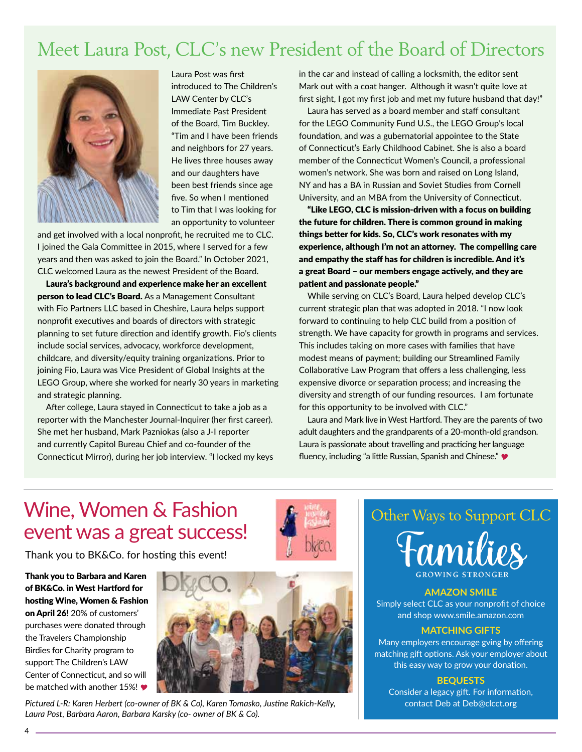# Meet Laura Post, CLC's new President of the Board of Directors

Laura Post was first introduced to The Children's LAW Center by CLC's Immediate Past President of the Board, Tim Buckley. "Tim and I have been friends and neighbors for 27 years. He lives three houses away and our daughters have been best friends since age five. So when I mentioned to Tim that I was looking for an opportunity to volunteer and get involved with a local nonprofit, he recruited me to CLC. I joined the Gala Committee in 2015, where I served for a few years and then was asked to join the Board." In October 2021, CLC welcomed Laura as the newest President of the Board.

**Laura's background and experience make her an excellent person to lead CLC's Board.** As a Management Consultant with Fio Partners LLC based in Cheshire, Laura helps support nonprofit executives and boards of directors with strategic planning to set future direction and identify growth. Fio's clients include social services, advocacy, workforce development, childcare, and diversity/equity training organizations. Prior to joining Fio, Laura was Vice President of Global Insights at the LEGO Group, where she worked for nearly 30 years in marketing and strategic planning.

After college, Laura stayed in Connecticut to take a job as a reporter with the Manchester Journal-Inquirer (her first career). She met her husband, Mark Pazniokas (also a J-I reporter and currently Capitol Bureau Chief and co-founder of the Connecticut Mirror), during her job interview. "I locked my keys in the car and instead of calling a locksmith, the editor sent Mark out with a coat hanger. Although it wasn't quite love at first sight, I got my first job and met my future husband that day!"

Laura has served as a board member and staff consultant for the LEGO Community Fund U.S., the LEGO Group's local foundation, and was a gubernatorial appointee to the State of Connecticut's Early Childhood Cabinet. She is also a board member of the Connecticut Women's Council, a professional women's network. She was born and raised on Long Island, NY and has a BA in Russian and Soviet Studies from Cornell University, and an MBA from the University of Connecticut.

**"Like LEGO, CLC is mission-driven with a focus on building the future for children. There is common ground in making things better for kids. So, CLC's work resonates with my experience, although I'm not an attorney. The compelling care and empathy the staff has for children is incredible. And it's a great Board – our members engage actively, and they are patient and passionate people."**

While serving on CLC's Board, Laura helped develop CLC's current strategic plan that was adopted in 2018. "I now look forward to continuing to help CLC build from a position of strength. We have capacity for growth in programs and services. This includes taking on more cases with families that have modest means of payment; building our Streamlined Family Collaborative Law Program that offers a less challenging, less expensive divorce or separation process; and increasing the diversity and strength of our funding resources. I am fortunate for this opportunity to be involved with CLC."

Laura and Mark live in West Hartford. They are the parents of two adult daughters and the grandparents of a 20-month-old grandson. Laura is passionate about travelling and practicing her language fluency, including "a little Russian, Spanish and Chinese." ♥

# Wine, Women & Fashion event was a great success!

Thank you to BK&Co. for hosting this event!

**Thank you to Barbara and Karen of BK&Co. in West Hartford for hosting Wine, Women & Fashion on April 26!** 20% of customers' purchases were donated through the Travelers Championship Birdies for Charity program to support The Children's LAW Center of Connecticut, and so will be matched with another 15%! ♥

*Pictured L-R: Karen Herbert (co-owner of BK & Co), Karen Tomasko, Justine Rakich-Kelly, Laura Post, Barbara Aaron, Barbara Karsky (co- owner of BK & Co).*

## Other Ways to Support CLC

Families GROWING STRONGER

**AMAZON SMILE**

Simply select CLC as your nonprofit of choice and shop www.smile.amazon.com

**MATCHING GIFTS**

Many employers encourage gving by offering matching gift options. Ask your employer about this easy way to grow your donation.

**BEQUESTS**

Consider a legacy gift. For information, contact Deb at Deb@clcct.org